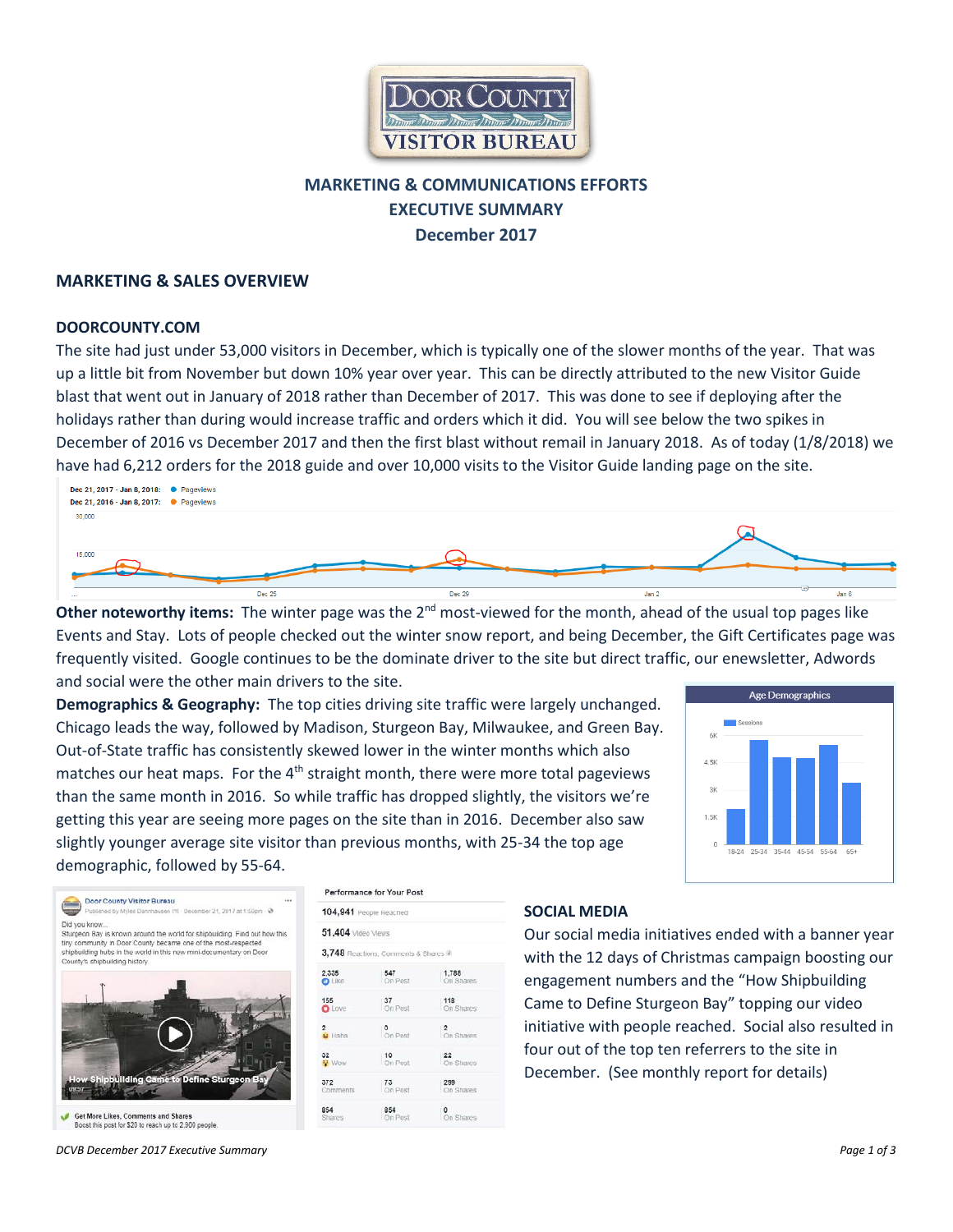# MARKETING & COMMUNICATIONS EFFORTS
# EXECUTIVE SUMMARY
# December 2017

## MARKETING & SALES OVERVIEW

### DOORCOUNTY.COM

The site had just under 53,000 visitors in December, which is typically one of the slower months of the year. That was up a little bit from November but down 10% year over year. This can be directly attributed to the new Visitor Guide blast that went out in January of 2018 rather than December of 2017. This was done to see if deploying after the holidays rather than during would increase traffic and orders which it did. You will see below the two spikes in December of 2016 vs December 2017 and then the first blast without remail in January 2018. As of today (1/8/2018) we have had 6,212 orders for the 2018 guide and over 10,000 visits to the Visitor Guide landing page on the site.

**Other noteworthy items:** The winter page was the 2nd most-viewed for the month, ahead of the usual top pages like Events and Stay. Lots of people checked out the winter snow report, and being December, the Gift Certificates page was frequently visited. Google continues to be the dominate driver to the site but direct traffic, our enewsletter, Adwords and social were the other main drivers to the site.

**Demographics & Geography:** The top cities driving site traffic were largely unchanged. Chicago leads the way, followed by Madison, Sturgeon Bay, Milwaukee, and Green Bay. Out-of-State traffic has consistently skewed lower in the winter months which also matches our heat maps. For the 4th straight month, there were more total pageviews than the same month in 2016. So while traffic has dropped slightly, the visitors we're getting this year are seeing more pages on the site than in 2016. December also saw slightly younger average site visitor than previous months, with 25-34 the top age demographic, followed by 55-64.

### SOCIAL MEDIA

Our social media initiatives ended with a banner year with the 12 days of Christmas campaign boosting our engagement numbers and the "How Shipbuilding Came to Define Sturgeon Bay" topping our video initiative with people reached. Social also resulted in four out of the top ten referrers to the site in December. (See monthly report for details)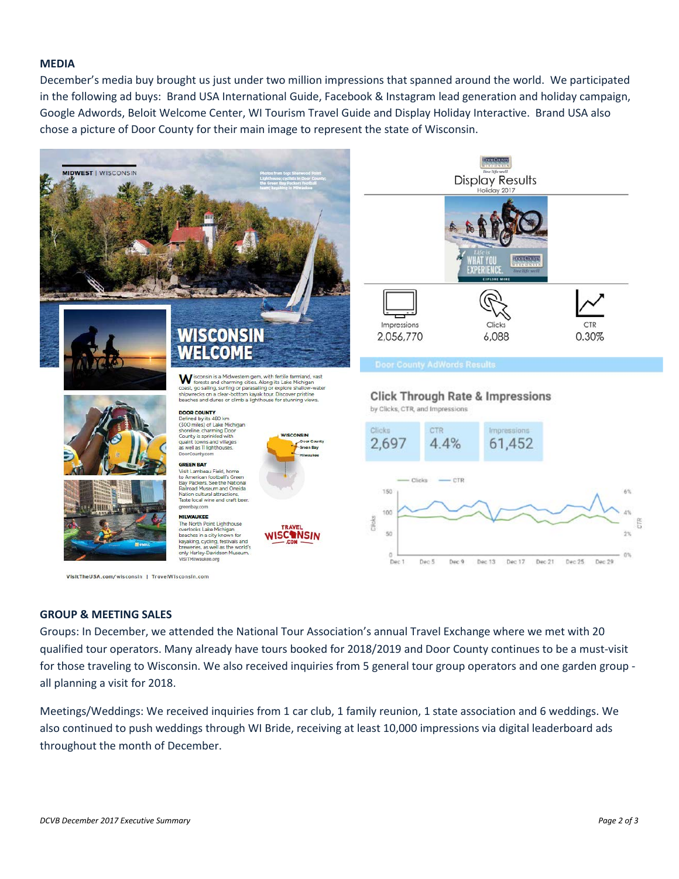## MEDIA

December's media buy brought us just under two million impressions that spanned around the world. We participated in the following ad buys: Brand USA International Guide, Facebook & Instagram lead generation and holiday campaign, Google Adwords, Beloit Welcome Center, WI Tourism Travel Guide and Display Holiday Interactive. Brand USA also chose a picture of Door County for their main image to represent the state of Wisconsin.

**MIDWEST | WISCONSIN**

Photos from top: Sherwood Point Lighthouse; cyclists in Door County; the Green Bay Packers football team; kayaking in Milwaukee

### WISCONSIN WELCOME

Wisconsin is a Midwestern gem, with fertile farmland, vast forests and charming cities. Along its Lake Michigan coast, go sailing, surfing or parasailing or explore shallow-water shipwrecks on a clear-bottom kayak tour. Discover pristine beaches and dunes or climb a lighthouse for stunning views.

**DOOR COUNTY**
Defined by its 480 km (300 miles) of Lake Michigan shoreline, charming Door County is sprinkled with quaint towns and villages as well as 11 lighthouses.
DoorCounty.com

**GREEN BAY**
Visit Lambeau Field, home to American football's Green Bay Packers. See the National Railroad Museum and Oneida Nation cultural attractions. Taste local wine and craft beer.
greenbay.com

**MILWAUKEE**
The North Point Lighthouse overlooks Lake Michigan beaches in a city known for kayaking, cycling, festivals and breweries, as well as the world's only Harley-Davidson Museum.
VISITMilwaukee.org

VisitTheUSA.com/wisconsin | TravelWisconsin.com

### Display Results
Holiday 2017

| Impressions | Clicks | CTR |
|---|---|---|
| 2,056,770 | 6,088 | 0.30% |

### Door County AdWords Results

**Click Through Rate & Impressions**
by Clicks, CTR, and Impressions

| Clicks | CTR | Impressions |
|---|---|---|
| 2,697 | 4.4% | 61,452 |

## GROUP & MEETING SALES

Groups: In December, we attended the National Tour Association's annual Travel Exchange where we met with 20 qualified tour operators. Many already have tours booked for 2018/2019 and Door County continues to be a must-visit for those traveling to Wisconsin. We also received inquiries from 5 general tour group operators and one garden group - all planning a visit for 2018.

Meetings/Weddings: We received inquiries from 1 car club, 1 family reunion, 1 state association and 6 weddings. We also continued to push weddings through WI Bride, receiving at least 10,000 impressions via digital leaderboard ads throughout the month of December.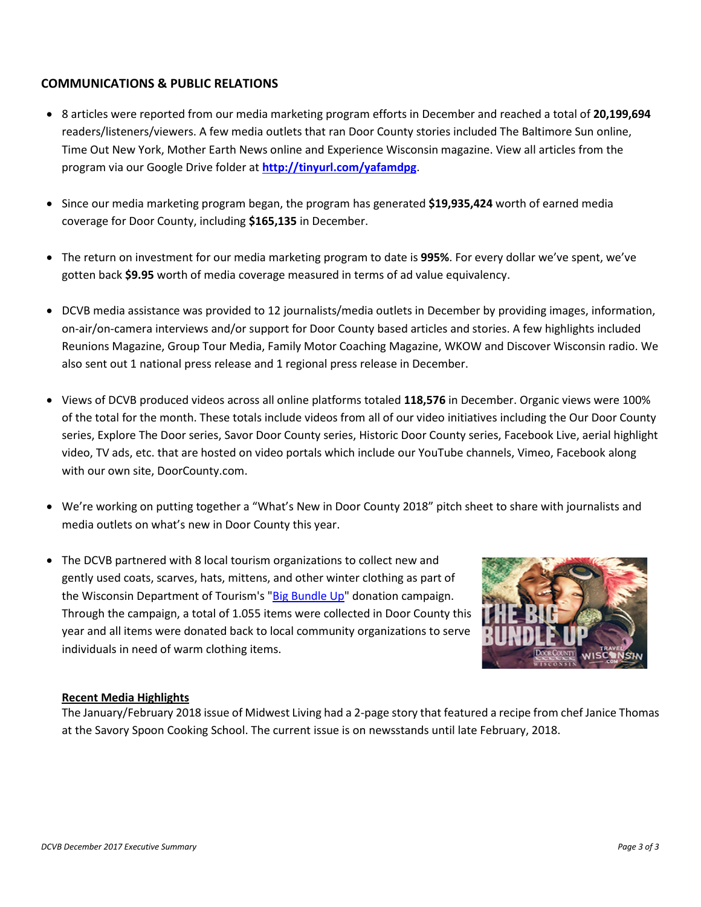## COMMUNICATIONS & PUBLIC RELATIONS

- 8 articles were reported from our media marketing program efforts in December and reached a total of **20,199,694** readers/listeners/viewers. A few media outlets that ran Door County stories included The Baltimore Sun online, Time Out New York, Mother Earth News online and Experience Wisconsin magazine. View all articles from the program via our Google Drive folder at **http://tinyurl.com/yafamdpg**.

- Since our media marketing program began, the program has generated **$19,935,424** worth of earned media coverage for Door County, including **$165,135** in December.

- The return on investment for our media marketing program to date is **995%**. For every dollar we've spent, we've gotten back **$9.95** worth of media coverage measured in terms of ad value equivalency.

- DCVB media assistance was provided to 12 journalists/media outlets in December by providing images, information, on-air/on-camera interviews and/or support for Door County based articles and stories. A few highlights included Reunions Magazine, Group Tour Media, Family Motor Coaching Magazine, WKOW and Discover Wisconsin radio. We also sent out 1 national press release and 1 regional press release in December.

- Views of DCVB produced videos across all online platforms totaled **118,576** in December. Organic views were 100% of the total for the month. These totals include videos from all of our video initiatives including the Our Door County series, Explore The Door series, Savor Door County series, Historic Door County series, Facebook Live, aerial highlight video, TV ads, etc. that are hosted on video portals which include our YouTube channels, Vimeo, Facebook along with our own site, DoorCounty.com.

- We're working on putting together a "What's New in Door County 2018" pitch sheet to share with journalists and media outlets on what's new in Door County this year.

- The DCVB partnered with 8 local tourism organizations to collect new and gently used coats, scarves, hats, mittens, and other winter clothing as part of the Wisconsin Department of Tourism's "Big Bundle Up" donation campaign. Through the campaign, a total of 1.055 items were collected in Door County this year and all items were donated back to local community organizations to serve individuals in need of warm clothing items.

**Recent Media Highlights**

The January/February 2018 issue of Midwest Living had a 2-page story that featured a recipe from chef Janice Thomas at the Savory Spoon Cooking School. The current issue is on newsstands until late February, 2018.